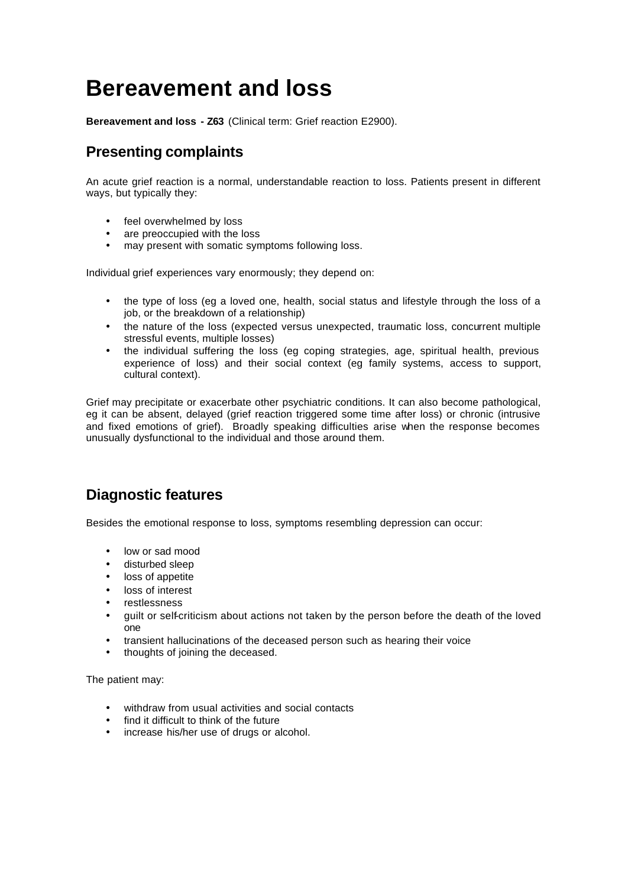# Bereavement and loss

**Bereavement and loss - Z63** (Clinical term: Grief reaction E2900).

## Presenting complaints

An acute grief reaction is a normal, understandable reaction to loss. Patients present in different ways, but typically they:

- feel overwhelmed by loss
- are preoccupied with the loss
- may present with somatic symptoms following loss.

Individual grief experiences vary enormously; they depend on:

- the type of loss (eg a loved one, health, social status and lifestyle through the loss of a job, or the breakdown of a relationship)
- the nature of the loss (expected versus unexpected, traumatic loss, concurrent multiple stressful events, multiple losses)
- the individual suffering the loss (eg coping strategies, age, spiritual health, previous experience of loss) and their social context (eg family systems, access to support, cultural context).

Grief may precipitate or exacerbate other psychiatric conditions. It can also become pathological, eg it can be absent, delayed (grief reaction triggered some time after loss) or chronic (intrusive and fixed emotions of grief). Broadly speaking difficulties arise when the response becomes unusually dysfunctional to the individual and those around them.

## Diagnostic features

Besides the emotional response to loss, symptoms resembling depression can occur:

- low or sad mood
- disturbed sleep
- loss of appetite
- loss of interest
- restlessness
- guilt or self-criticism about actions not taken by the person before the death of the loved one
- transient hallucinations of the deceased person such as hearing their voice
- thoughts of joining the deceased.

The patient may:

- withdraw from usual activities and social contacts
- find it difficult to think of the future
- increase his/her use of drugs or alcohol.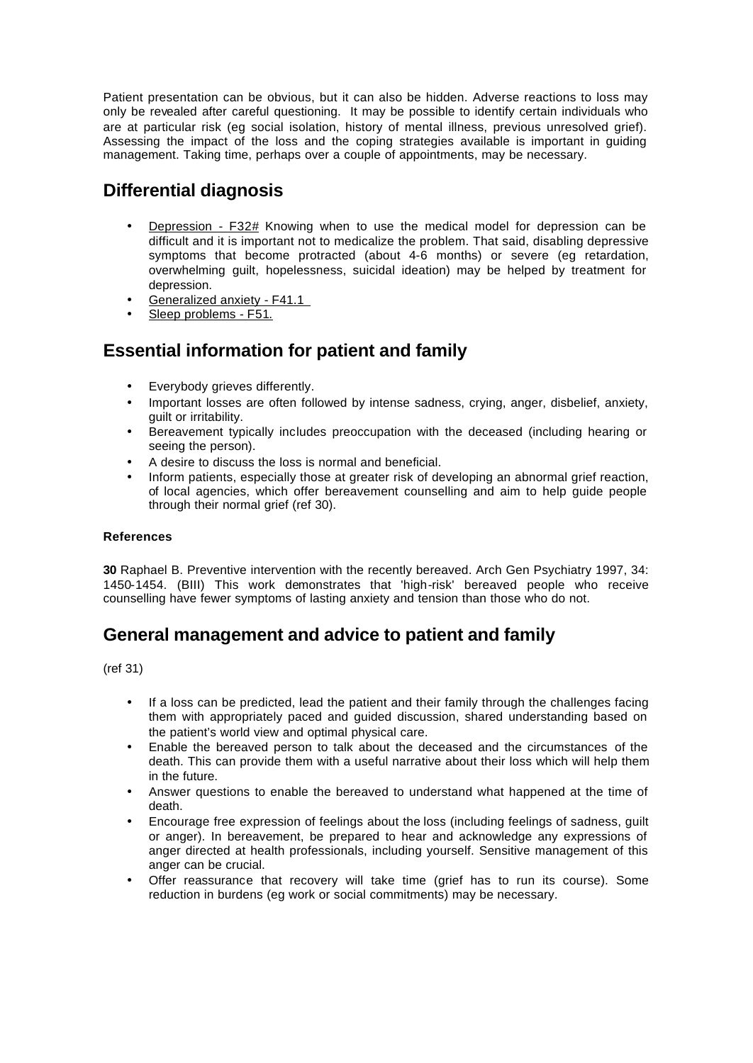Patient presentation can be obvious, but it can also be hidden. Adverse reactions to loss may only be revealed after careful questioning. It may be possible to identify certain individuals who are at particular risk (eg social isolation, history of mental illness, previous unresolved grief). Assessing the impact of the loss and the coping strategies available is important in guiding management. Taking time, perhaps over a couple of appointments, may be necessary.

## Differential diagnosis

- Depression - F32# Knowing when to use the medical model for depression can be difficult and it is important not to medicalize the problem. That said, disabling depressive symptoms that become protracted (about 4-6 months) or severe (eg retardation, overwhelming guilt, hopelessness, suicidal ideation) may be helped by treatment for depression.
- Generalized anxiety - F41.1
- Sleep problems - F51.

## Essential information for patient and family

- Everybody grieves differently.
- Important losses are often followed by intense sadness, crying, anger, disbelief, anxiety, guilt or irritability.
- Bereavement typically includes preoccupation with the deceased (including hearing or seeing the person).
- A desire to discuss the loss is normal and beneficial.
- Inform patients, especially those at greater risk of developing an abnormal grief reaction, of local agencies, which offer bereavement counselling and aim to help guide people through their normal grief (ref 30).

#### References

**30** Raphael B. Preventive intervention with the recently bereaved. Arch Gen Psychiatry 1997, 34: 1450-1454. (BIII) This work demonstrates that 'high-risk' bereaved people who receive counselling have fewer symptoms of lasting anxiety and tension than those who do not.

## General management and advice to patient and family

(ref 31)

- If a loss can be predicted, lead the patient and their family through the challenges facing them with appropriately paced and guided discussion, shared understanding based on the patient's world view and optimal physical care.
- Enable the bereaved person to talk about the deceased and the circumstances of the death. This can provide them with a useful narrative about their loss which will help them in the future.
- Answer questions to enable the bereaved to understand what happened at the time of death.
- Encourage free expression of feelings about the loss (including feelings of sadness, guilt or anger). In bereavement, be prepared to hear and acknowledge any expressions of anger directed at health professionals, including yourself. Sensitive management of this anger can be crucial.
- Offer reassurance that recovery will take time (grief has to run its course). Some reduction in burdens (eg work or social commitments) may be necessary.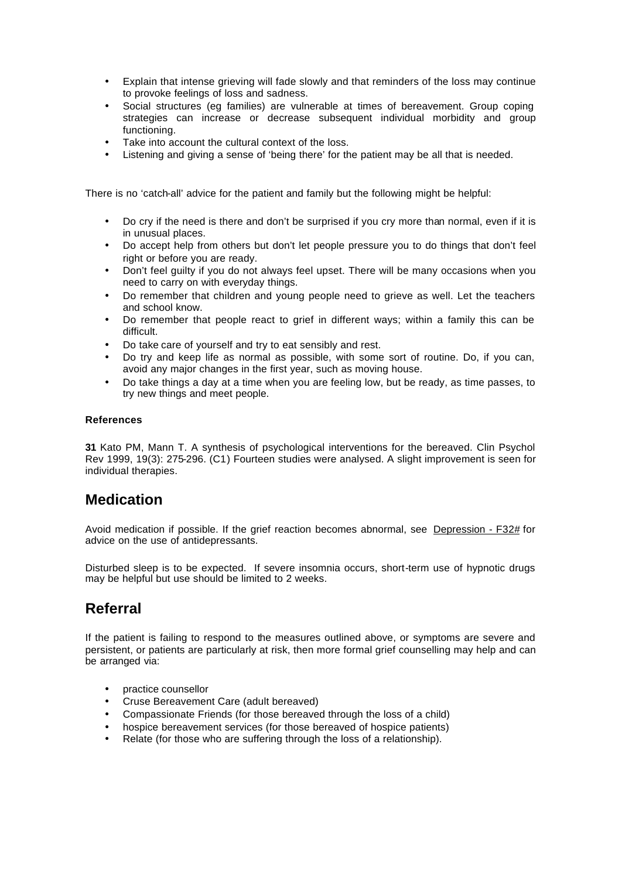- Explain that intense grieving will fade slowly and that reminders of the loss may continue to provoke feelings of loss and sadness.
- Social structures (eg families) are vulnerable at times of bereavement. Group coping strategies can increase or decrease subsequent individual morbidity and group functioning.
- Take into account the cultural context of the loss.
- Listening and giving a sense of 'being there' for the patient may be all that is needed.

There is no 'catch-all' advice for the patient and family but the following might be helpful:

- Do cry if the need is there and don't be surprised if you cry more than normal, even if it is in unusual places.
- Do accept help from others but don't let people pressure you to do things that don't feel right or before you are ready.
- Don't feel guilty if you do not always feel upset. There will be many occasions when you need to carry on with everyday things.
- Do remember that children and young people need to grieve as well. Let the teachers and school know.
- Do remember that people react to grief in different ways; within a family this can be difficult.
- Do take care of yourself and try to eat sensibly and rest.
- Do try and keep life as normal as possible, with some sort of routine. Do, if you can, avoid any major changes in the first year, such as moving house.
- Do take things a day at a time when you are feeling low, but be ready, as time passes, to try new things and meet people.

#### References

**31** Kato PM, Mann T. A synthesis of psychological interventions for the bereaved. Clin Psychol Rev 1999, 19(3): 275-296. (C1) Fourteen studies were analysed. A slight improvement is seen for individual therapies.

## Medication

Avoid medication if possible. If the grief reaction becomes abnormal, see Depression - F32# for advice on the use of antidepressants.

Disturbed sleep is to be expected. If severe insomnia occurs, short-term use of hypnotic drugs may be helpful but use should be limited to 2 weeks.

## Referral

If the patient is failing to respond to the measures outlined above, or symptoms are severe and persistent, or patients are particularly at risk, then more formal grief counselling may help and can be arranged via:

- practice counsellor
- Cruse Bereavement Care (adult bereaved)
- Compassionate Friends (for those bereaved through the loss of a child)
- hospice bereavement services (for those bereaved of hospice patients)
- Relate (for those who are suffering through the loss of a relationship).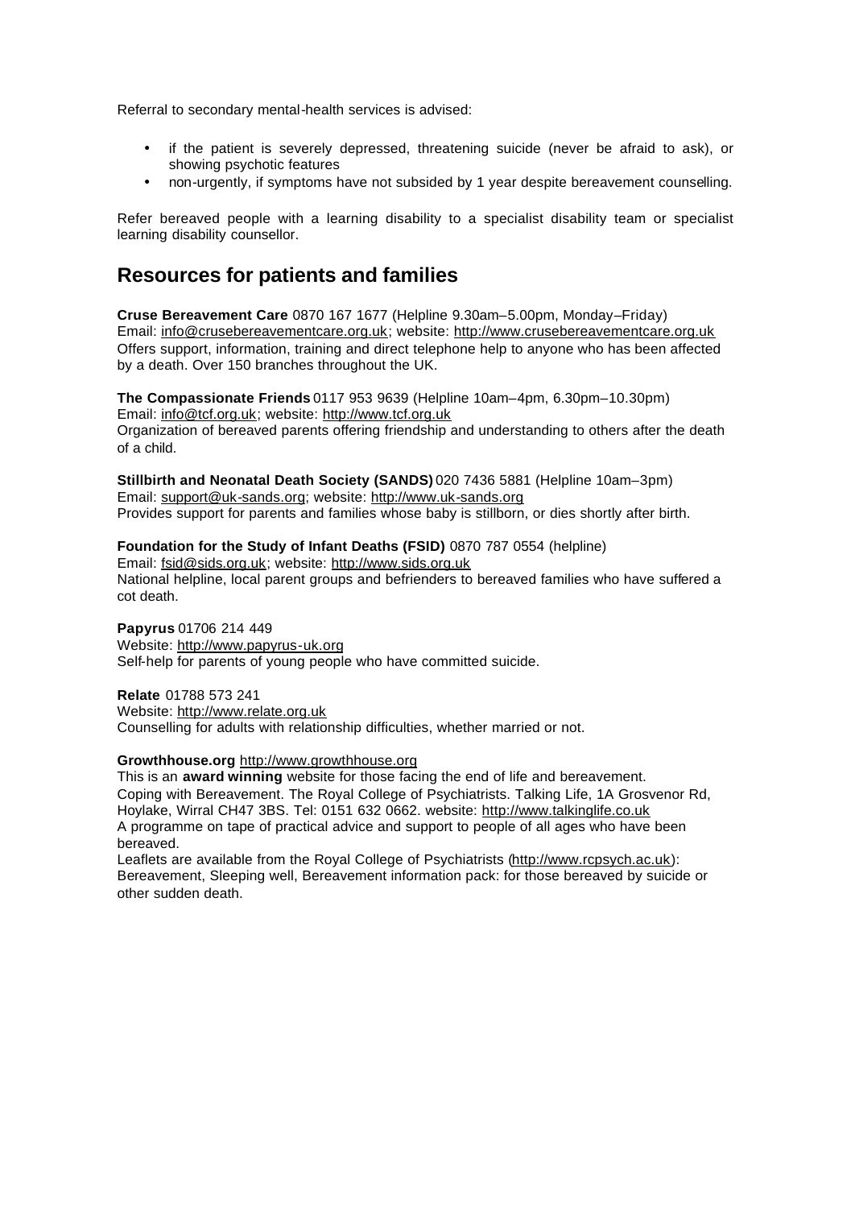Referral to secondary mental-health services is advised:

- if the patient is severely depressed, threatening suicide (never be afraid to ask), or showing psychotic features
- non-urgently, if symptoms have not subsided by 1 year despite bereavement counselling.

Refer bereaved people with a learning disability to a specialist disability team or specialist learning disability counsellor.

## Resources for patients and families

**Cruse Bereavement Care** 0870 167 1677 (Helpline 9.30am–5.00pm, Monday–Friday)
Email: info@crusebereavementcare.org.uk; website: http://www.crusebereavementcare.org.uk
Offers support, information, training and direct telephone help to anyone who has been affected by a death. Over 150 branches throughout the UK.

**The Compassionate Friends** 0117 953 9639 (Helpline 10am–4pm, 6.30pm–10.30pm)
Email: info@tcf.org.uk; website: http://www.tcf.org.uk
Organization of bereaved parents offering friendship and understanding to others after the death of a child.

**Stillbirth and Neonatal Death Society (SANDS)** 020 7436 5881 (Helpline 10am–3pm)
Email: support@uk-sands.org; website: http://www.uk-sands.org
Provides support for parents and families whose baby is stillborn, or dies shortly after birth.

**Foundation for the Study of Infant Deaths (FSID)** 0870 787 0554 (helpline)
Email: fsid@sids.org.uk; website: http://www.sids.org.uk
National helpline, local parent groups and befrienders to bereaved families who have suffered a cot death.

**Papyrus** 01706 214 449
Website: http://www.papyrus-uk.org
Self-help for parents of young people who have committed suicide.

**Relate** 01788 573 241
Website: http://www.relate.org.uk
Counselling for adults with relationship difficulties, whether married or not.

**Growthhouse.org** http://www.growthhouse.org
This is an **award winning** website for those facing the end of life and bereavement.
Coping with Bereavement. The Royal College of Psychiatrists. Talking Life, 1A Grosvenor Rd, Hoylake, Wirral CH47 3BS. Tel: 0151 632 0662. website: http://www.talkinglife.co.uk
A programme on tape of practical advice and support to people of all ages who have been bereaved.
Leaflets are available from the Royal College of Psychiatrists (http://www.rcpsych.ac.uk): Bereavement, Sleeping well, Bereavement information pack: for those bereaved by suicide or other sudden death.